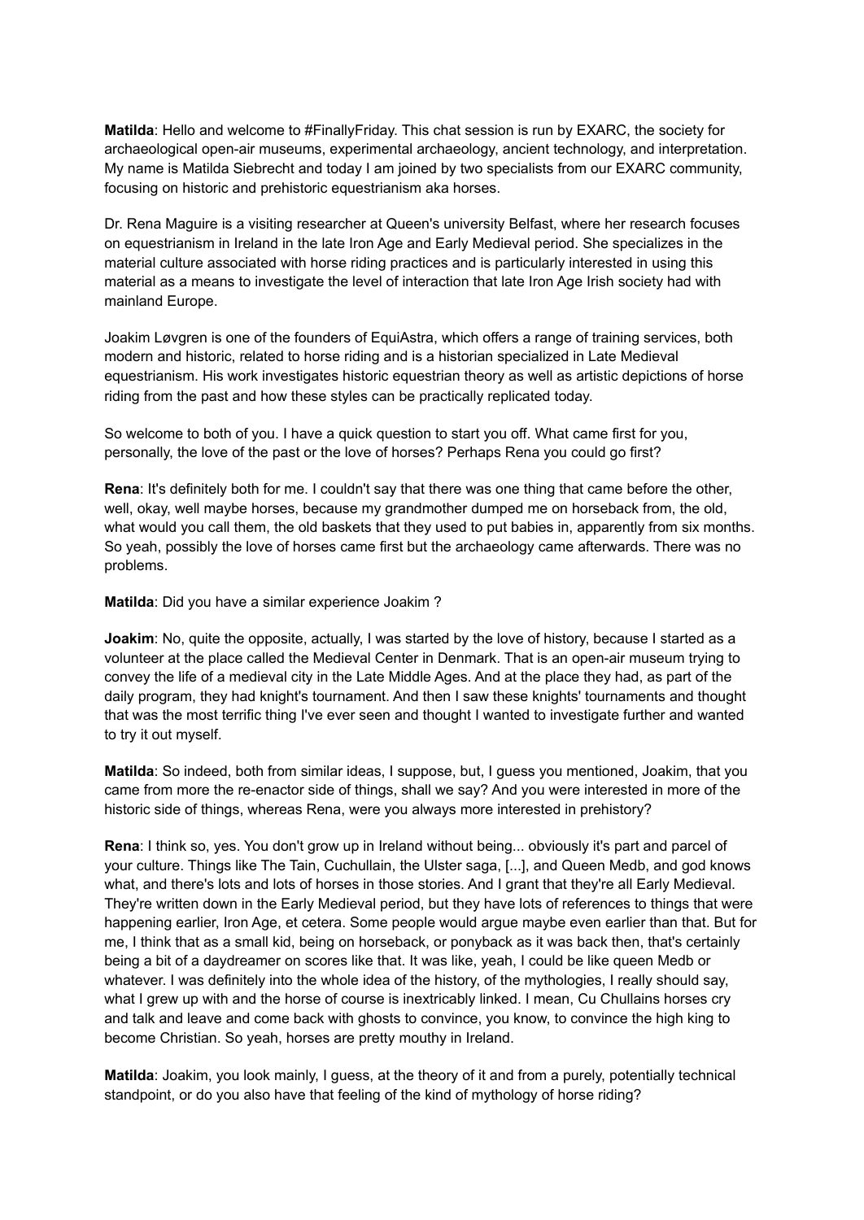**Matilda**: Hello and welcome to #FinallyFriday. This chat session is run by EXARC, the society for archaeological open-air museums, experimental archaeology, ancient technology, and interpretation. My name is Matilda Siebrecht and today I am joined by two specialists from our EXARC community, focusing on historic and prehistoric equestrianism aka horses.

Dr. Rena Maguire is a visiting researcher at Queen's university Belfast, where her research focuses on equestrianism in Ireland in the late Iron Age and Early Medieval period. She specializes in the material culture associated with horse riding practices and is particularly interested in using this material as a means to investigate the level of interaction that late Iron Age Irish society had with mainland Europe.

Joakim Løvgren is one of the founders of EquiAstra, which offers a range of training services, both modern and historic, related to horse riding and is a historian specialized in Late Medieval equestrianism. His work investigates historic equestrian theory as well as artistic depictions of horse riding from the past and how these styles can be practically replicated today.

So welcome to both of you. I have a quick question to start you off. What came first for you, personally, the love of the past or the love of horses? Perhaps Rena you could go first?

**Rena**: It's definitely both for me. I couldn't say that there was one thing that came before the other, well, okay, well maybe horses, because my grandmother dumped me on horseback from, the old, what would you call them, the old baskets that they used to put babies in, apparently from six months. So yeah, possibly the love of horses came first but the archaeology came afterwards. There was no problems.

**Matilda**: Did you have a similar experience Joakim ?

**Joakim**: No, quite the opposite, actually, I was started by the love of history, because I started as a volunteer at the place called the Medieval Center in Denmark. That is an open-air museum trying to convey the life of a medieval city in the Late Middle Ages. And at the place they had, as part of the daily program, they had knight's tournament. And then I saw these knights' tournaments and thought that was the most terrific thing I've ever seen and thought I wanted to investigate further and wanted to try it out myself.

**Matilda**: So indeed, both from similar ideas, I suppose, but, I guess you mentioned, Joakim, that you came from more the re-enactor side of things, shall we say? And you were interested in more of the historic side of things, whereas Rena, were you always more interested in prehistory?

**Rena**: I think so, yes. You don't grow up in Ireland without being... obviously it's part and parcel of your culture. Things like The Tain, Cuchullain, the Ulster saga, [...], and Queen Medb, and god knows what, and there's lots and lots of horses in those stories. And I grant that they're all Early Medieval. They're written down in the Early Medieval period, but they have lots of references to things that were happening earlier, Iron Age, et cetera. Some people would argue maybe even earlier than that. But for me, I think that as a small kid, being on horseback, or ponyback as it was back then, that's certainly being a bit of a daydreamer on scores like that. It was like, yeah, I could be like queen Medb or whatever. I was definitely into the whole idea of the history, of the mythologies, I really should say, what I grew up with and the horse of course is inextricably linked. I mean, Cu Chullains horses cry and talk and leave and come back with ghosts to convince, you know, to convince the high king to become Christian. So yeah, horses are pretty mouthy in Ireland.

**Matilda**: Joakim, you look mainly, I guess, at the theory of it and from a purely, potentially technical standpoint, or do you also have that feeling of the kind of mythology of horse riding?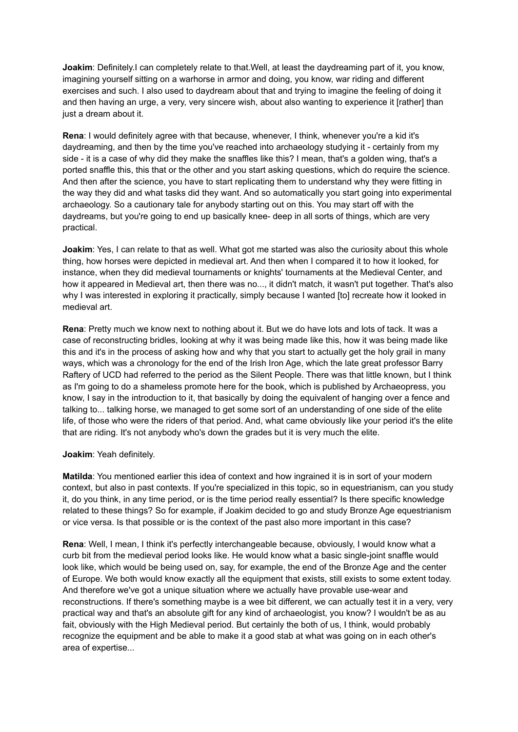**Joakim**: Definitely.I can completely relate to that.Well, at least the daydreaming part of it, you know, imagining yourself sitting on a warhorse in armor and doing, you know, war riding and different exercises and such. I also used to daydream about that and trying to imagine the feeling of doing it and then having an urge, a very, very sincere wish, about also wanting to experience it [rather] than just a dream about it.

**Rena**: I would definitely agree with that because, whenever, I think, whenever you're a kid it's daydreaming, and then by the time you've reached into archaeology studying it - certainly from my side - it is a case of why did they make the snaffles like this? I mean, that's a golden wing, that's a ported snaffle this, this that or the other and you start asking questions, which do require the science. And then after the science, you have to start replicating them to understand why they were fitting in the way they did and what tasks did they want. And so automatically you start going into experimental archaeology. So a cautionary tale for anybody starting out on this. You may start off with the daydreams, but you're going to end up basically knee- deep in all sorts of things, which are very practical.

**Joakim**: Yes, I can relate to that as well. What got me started was also the curiosity about this whole thing, how horses were depicted in medieval art. And then when I compared it to how it looked, for instance, when they did medieval tournaments or knights' tournaments at the Medieval Center, and how it appeared in Medieval art, then there was no..., it didn't match, it wasn't put together. That's also why I was interested in exploring it practically, simply because I wanted [to] recreate how it looked in medieval art.

**Rena**: Pretty much we know next to nothing about it. But we do have lots and lots of tack. It was a case of reconstructing bridles, looking at why it was being made like this, how it was being made like this and it's in the process of asking how and why that you start to actually get the holy grail in many ways, which was a chronology for the end of the Irish Iron Age, which the late great professor Barry Raftery of UCD had referred to the period as the Silent People. There was that little known, but I think as I'm going to do a shameless promote here for the book, which is published by Archaeopress, you know, I say in the introduction to it, that basically by doing the equivalent of hanging over a fence and talking to... talking horse, we managed to get some sort of an understanding of one side of the elite life, of those who were the riders of that period. And, what came obviously like your period it's the elite that are riding. It's not anybody who's down the grades but it is very much the elite.

**Joakim**: Yeah definitely.

**Matilda**: You mentioned earlier this idea of context and how ingrained it is in sort of your modern context, but also in past contexts. If you're specialized in this topic, so in equestrianism, can you study it, do you think, in any time period, or is the time period really essential? Is there specific knowledge related to these things? So for example, if Joakim decided to go and study Bronze Age equestrianism or vice versa. Is that possible or is the context of the past also more important in this case?

**Rena**: Well, I mean, I think it's perfectly interchangeable because, obviously, I would know what a curb bit from the medieval period looks like. He would know what a basic single-joint snaffle would look like, which would be being used on, say, for example, the end of the Bronze Age and the center of Europe. We both would know exactly all the equipment that exists, still exists to some extent today. And therefore we've got a unique situation where we actually have provable use-wear and reconstructions. If there's something maybe is a wee bit different, we can actually test it in a very, very practical way and that's an absolute gift for any kind of archaeologist, you know? I wouldn't be as au fait, obviously with the High Medieval period. But certainly the both of us, I think, would probably recognize the equipment and be able to make it a good stab at what was going on in each other's area of expertise...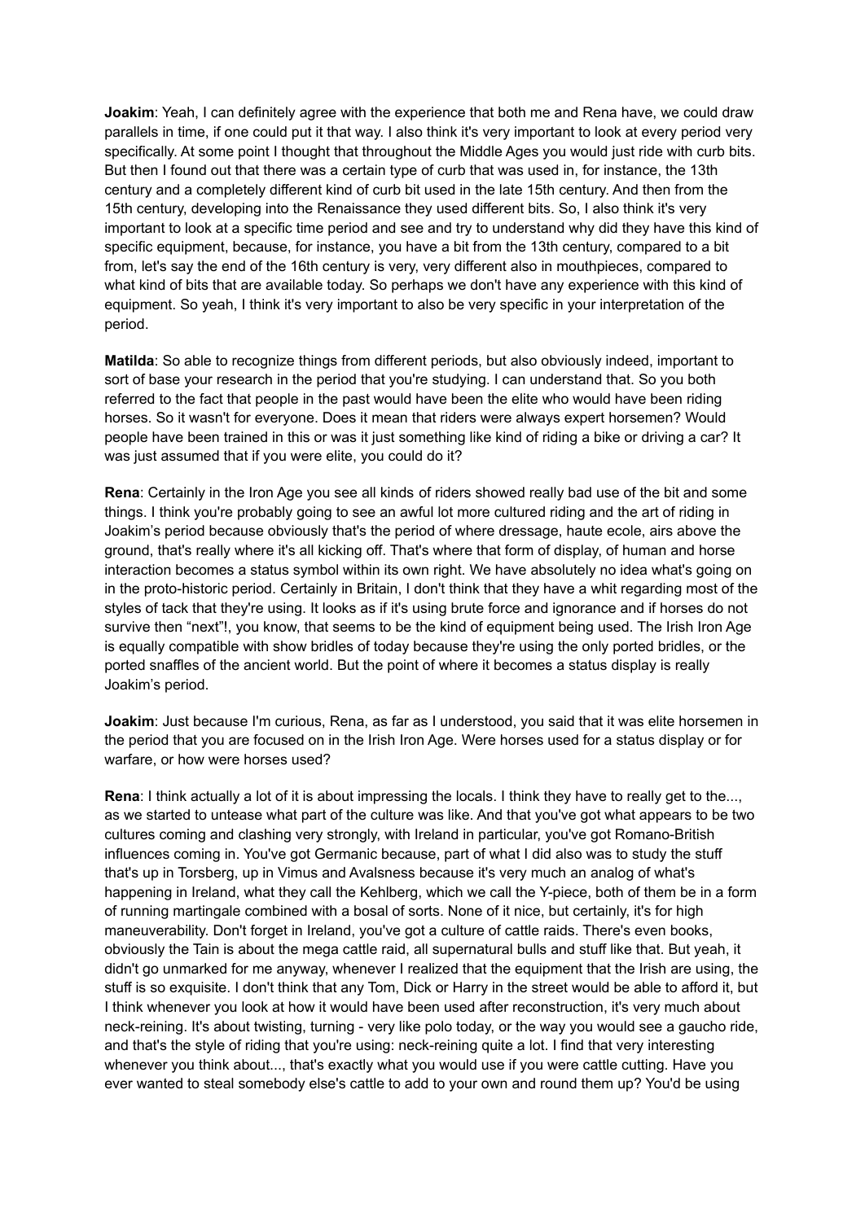**Joakim**: Yeah, I can definitely agree with the experience that both me and Rena have, we could draw parallels in time, if one could put it that way. I also think it's very important to look at every period very specifically. At some point I thought that throughout the Middle Ages you would just ride with curb bits. But then I found out that there was a certain type of curb that was used in, for instance, the 13th century and a completely different kind of curb bit used in the late 15th century. And then from the 15th century, developing into the Renaissance they used different bits. So, I also think it's very important to look at a specific time period and see and try to understand why did they have this kind of specific equipment, because, for instance, you have a bit from the 13th century, compared to a bit from, let's say the end of the 16th century is very, very different also in mouthpieces, compared to what kind of bits that are available today. So perhaps we don't have any experience with this kind of equipment. So yeah, I think it's very important to also be very specific in your interpretation of the period.

**Matilda**: So able to recognize things from different periods, but also obviously indeed, important to sort of base your research in the period that you're studying. I can understand that. So you both referred to the fact that people in the past would have been the elite who would have been riding horses. So it wasn't for everyone. Does it mean that riders were always expert horsemen? Would people have been trained in this or was it just something like kind of riding a bike or driving a car? It was just assumed that if you were elite, you could do it?

**Rena**: Certainly in the Iron Age you see all kinds of riders showed really bad use of the bit and some things. I think you're probably going to see an awful lot more cultured riding and the art of riding in Joakim's period because obviously that's the period of where dressage, haute ecole, airs above the ground, that's really where it's all kicking off. That's where that form of display, of human and horse interaction becomes a status symbol within its own right. We have absolutely no idea what's going on in the proto-historic period. Certainly in Britain, I don't think that they have a whit regarding most of the styles of tack that they're using. It looks as if it's using brute force and ignorance and if horses do not survive then "next"!, you know, that seems to be the kind of equipment being used. The Irish Iron Age is equally compatible with show bridles of today because they're using the only ported bridles, or the ported snaffles of the ancient world. But the point of where it becomes a status display is really Joakim's period.

**Joakim**: Just because I'm curious, Rena, as far as I understood, you said that it was elite horsemen in the period that you are focused on in the Irish Iron Age. Were horses used for a status display or for warfare, or how were horses used?

**Rena**: I think actually a lot of it is about impressing the locals. I think they have to really get to the..., as we started to untease what part of the culture was like. And that you've got what appears to be two cultures coming and clashing very strongly, with Ireland in particular, you've got Romano-British influences coming in. You've got Germanic because, part of what I did also was to study the stuff that's up in Torsberg, up in Vimus and Avalsness because it's very much an analog of what's happening in Ireland, what they call the Kehlberg, which we call the Y-piece, both of them be in a form of running martingale combined with a bosal of sorts. None of it nice, but certainly, it's for high maneuverability. Don't forget in Ireland, you've got a culture of cattle raids. There's even books, obviously the Tain is about the mega cattle raid, all supernatural bulls and stuff like that. But yeah, it didn't go unmarked for me anyway, whenever I realized that the equipment that the Irish are using, the stuff is so exquisite. I don't think that any Tom, Dick or Harry in the street would be able to afford it, but I think whenever you look at how it would have been used after reconstruction, it's very much about neck-reining. It's about twisting, turning - very like polo today, or the way you would see a gaucho ride, and that's the style of riding that you're using: neck-reining quite a lot. I find that very interesting whenever you think about..., that's exactly what you would use if you were cattle cutting. Have you ever wanted to steal somebody else's cattle to add to your own and round them up? You'd be using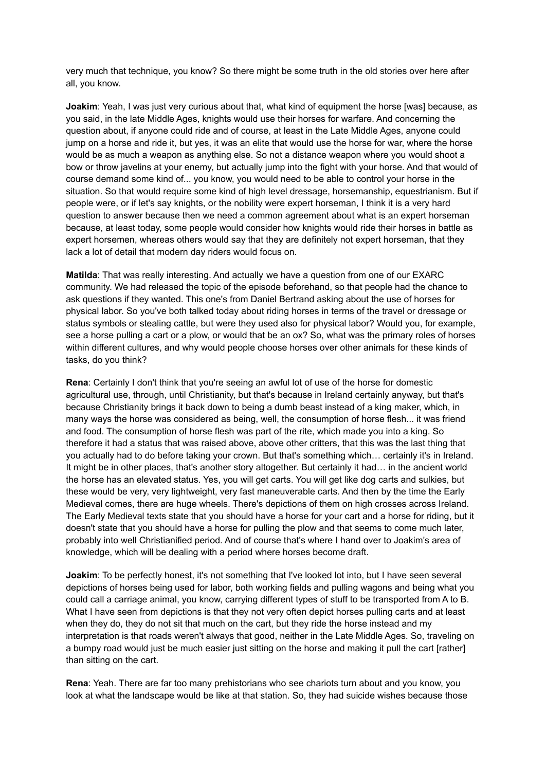very much that technique, you know? So there might be some truth in the old stories over here after all, you know.

**Joakim**: Yeah, I was just very curious about that, what kind of equipment the horse [was] because, as you said, in the late Middle Ages, knights would use their horses for warfare. And concerning the question about, if anyone could ride and of course, at least in the Late Middle Ages, anyone could jump on a horse and ride it, but yes, it was an elite that would use the horse for war, where the horse would be as much a weapon as anything else. So not a distance weapon where you would shoot a bow or throw javelins at your enemy, but actually jump into the fight with your horse. And that would of course demand some kind of... you know, you would need to be able to control your horse in the situation. So that would require some kind of high level dressage, horsemanship, equestrianism. But if people were, or if let's say knights, or the nobility were expert horseman, I think it is a very hard question to answer because then we need a common agreement about what is an expert horseman because, at least today, some people would consider how knights would ride their horses in battle as expert horsemen, whereas others would say that they are definitely not expert horseman, that they lack a lot of detail that modern day riders would focus on.

**Matilda**: That was really interesting. And actually we have a question from one of our EXARC community. We had released the topic of the episode beforehand, so that people had the chance to ask questions if they wanted. This one's from Daniel Bertrand asking about the use of horses for physical labor. So you've both talked today about riding horses in terms of the travel or dressage or status symbols or stealing cattle, but were they used also for physical labor? Would you, for example, see a horse pulling a cart or a plow, or would that be an ox? So, what was the primary roles of horses within different cultures, and why would people choose horses over other animals for these kinds of tasks, do you think?

**Rena**: Certainly I don't think that you're seeing an awful lot of use of the horse for domestic agricultural use, through, until Christianity, but that's because in Ireland certainly anyway, but that's because Christianity brings it back down to being a dumb beast instead of a king maker, which, in many ways the horse was considered as being, well, the consumption of horse flesh... it was friend and food. The consumption of horse flesh was part of the rite, which made you into a king. So therefore it had a status that was raised above, above other critters, that this was the last thing that you actually had to do before taking your crown. But that's something which… certainly it's in Ireland. It might be in other places, that's another story altogether. But certainly it had… in the ancient world the horse has an elevated status. Yes, you will get carts. You will get like dog carts and sulkies, but these would be very, very lightweight, very fast maneuverable carts. And then by the time the Early Medieval comes, there are huge wheels. There's depictions of them on high crosses across Ireland. The Early Medieval texts state that you should have a horse for your cart and a horse for riding, but it doesn't state that you should have a horse for pulling the plow and that seems to come much later, probably into well Christianified period. And of course that's where I hand over to Joakim's area of knowledge, which will be dealing with a period where horses become draft.

**Joakim**: To be perfectly honest, it's not something that I've looked lot into, but I have seen several depictions of horses being used for labor, both working fields and pulling wagons and being what you could call a carriage animal, you know, carrying different types of stuff to be transported from A to B. What I have seen from depictions is that they not very often depict horses pulling carts and at least when they do, they do not sit that much on the cart, but they ride the horse instead and my interpretation is that roads weren't always that good, neither in the Late Middle Ages. So, traveling on a bumpy road would just be much easier just sitting on the horse and making it pull the cart [rather] than sitting on the cart.

**Rena**: Yeah. There are far too many prehistorians who see chariots turn about and you know, you look at what the landscape would be like at that station. So, they had suicide wishes because those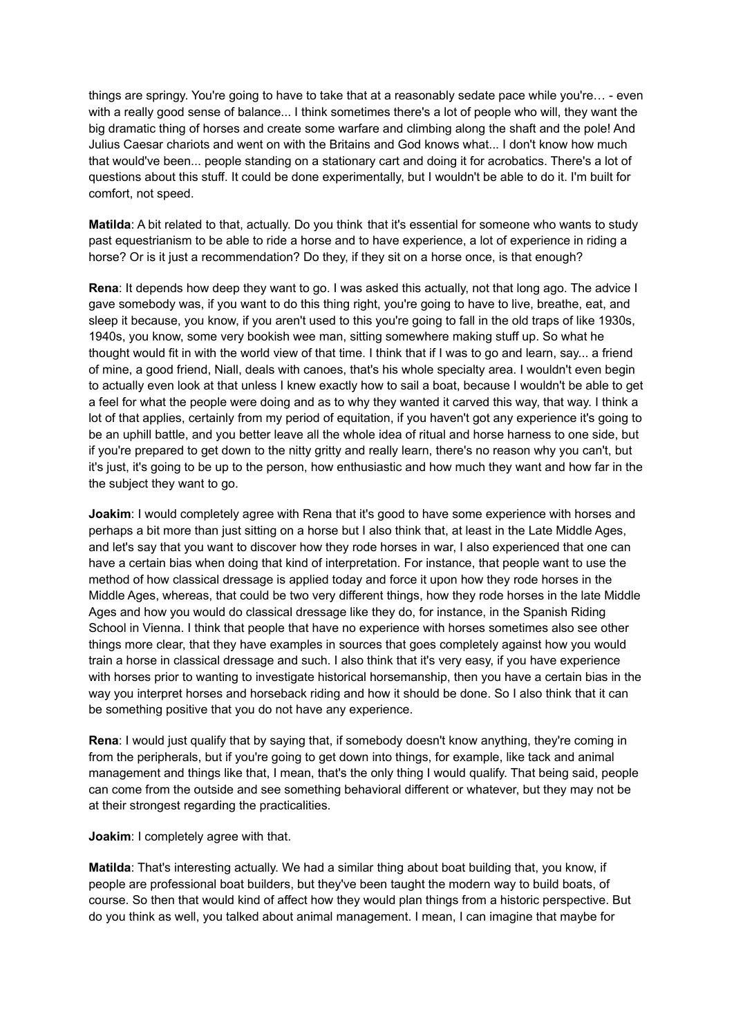things are springy. You're going to have to take that at a reasonably sedate pace while you're… - even with a really good sense of balance... I think sometimes there's a lot of people who will, they want the big dramatic thing of horses and create some warfare and climbing along the shaft and the pole! And Julius Caesar chariots and went on with the Britains and God knows what... I don't know how much that would've been... people standing on a stationary cart and doing it for acrobatics. There's a lot of questions about this stuff. It could be done experimentally, but I wouldn't be able to do it. I'm built for comfort, not speed.

**Matilda**: A bit related to that, actually. Do you think that it's essential for someone who wants to study past equestrianism to be able to ride a horse and to have experience, a lot of experience in riding a horse? Or is it just a recommendation? Do they, if they sit on a horse once, is that enough?

**Rena**: It depends how deep they want to go. I was asked this actually, not that long ago. The advice I gave somebody was, if you want to do this thing right, you're going to have to live, breathe, eat, and sleep it because, you know, if you aren't used to this you're going to fall in the old traps of like 1930s, 1940s, you know, some very bookish wee man, sitting somewhere making stuff up. So what he thought would fit in with the world view of that time. I think that if I was to go and learn, say... a friend of mine, a good friend, Niall, deals with canoes, that's his whole specialty area. I wouldn't even begin to actually even look at that unless I knew exactly how to sail a boat, because I wouldn't be able to get a feel for what the people were doing and as to why they wanted it carved this way, that way. I think a lot of that applies, certainly from my period of equitation, if you haven't got any experience it's going to be an uphill battle, and you better leave all the whole idea of ritual and horse harness to one side, but if you're prepared to get down to the nitty gritty and really learn, there's no reason why you can't, but it's just, it's going to be up to the person, how enthusiastic and how much they want and how far in the the subject they want to go.

**Joakim**: I would completely agree with Rena that it's good to have some experience with horses and perhaps a bit more than just sitting on a horse but I also think that, at least in the Late Middle Ages, and let's say that you want to discover how they rode horses in war, I also experienced that one can have a certain bias when doing that kind of interpretation. For instance, that people want to use the method of how classical dressage is applied today and force it upon how they rode horses in the Middle Ages, whereas, that could be two very different things, how they rode horses in the late Middle Ages and how you would do classical dressage like they do, for instance, in the Spanish Riding School in Vienna. I think that people that have no experience with horses sometimes also see other things more clear, that they have examples in sources that goes completely against how you would train a horse in classical dressage and such. I also think that it's very easy, if you have experience with horses prior to wanting to investigate historical horsemanship, then you have a certain bias in the way you interpret horses and horseback riding and how it should be done. So I also think that it can be something positive that you do not have any experience.

**Rena**: I would just qualify that by saying that, if somebody doesn't know anything, they're coming in from the peripherals, but if you're going to get down into things, for example, like tack and animal management and things like that, I mean, that's the only thing I would qualify. That being said, people can come from the outside and see something behavioral different or whatever, but they may not be at their strongest regarding the practicalities.

**Joakim**: I completely agree with that.

**Matilda**: That's interesting actually. We had a similar thing about boat building that, you know, if people are professional boat builders, but they've been taught the modern way to build boats, of course. So then that would kind of affect how they would plan things from a historic perspective. But do you think as well, you talked about animal management. I mean, I can imagine that maybe for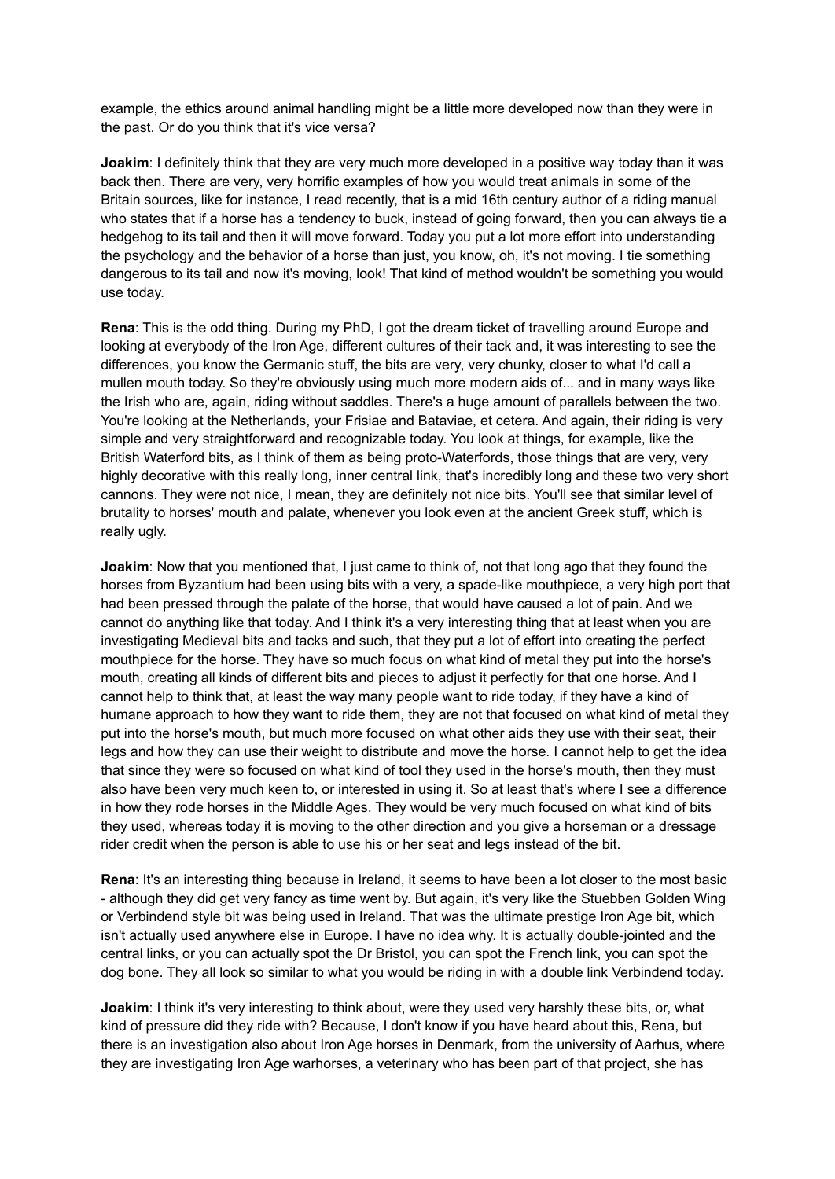example, the ethics around animal handling might be a little more developed now than they were in the past. Or do you think that it's vice versa?

**Joakim**: I definitely think that they are very much more developed in a positive way today than it was back then. There are very, very horrific examples of how you would treat animals in some of the Britain sources, like for instance, I read recently, that is a mid 16th century author of a riding manual who states that if a horse has a tendency to buck, instead of going forward, then you can always tie a hedgehog to its tail and then it will move forward. Today you put a lot more effort into understanding the psychology and the behavior of a horse than just, you know, oh, it's not moving. I tie something dangerous to its tail and now it's moving, look! That kind of method wouldn't be something you would use today.

**Rena**: This is the odd thing. During my PhD, I got the dream ticket of travelling around Europe and looking at everybody of the Iron Age, different cultures of their tack and, it was interesting to see the differences, you know the Germanic stuff, the bits are very, very chunky, closer to what I'd call a mullen mouth today. So they're obviously using much more modern aids of... and in many ways like the Irish who are, again, riding without saddles. There's a huge amount of parallels between the two. You're looking at the Netherlands, your Frisiae and Bataviae, et cetera. And again, their riding is very simple and very straightforward and recognizable today. You look at things, for example, like the British Waterford bits, as I think of them as being proto-Waterfords, those things that are very, very highly decorative with this really long, inner central link, that's incredibly long and these two very short cannons. They were not nice, I mean, they are definitely not nice bits. You'll see that similar level of brutality to horses' mouth and palate, whenever you look even at the ancient Greek stuff, which is really ugly.

**Joakim**: Now that you mentioned that, I just came to think of, not that long ago that they found the horses from Byzantium had been using bits with a very, a spade-like mouthpiece, a very high port that had been pressed through the palate of the horse, that would have caused a lot of pain. And we cannot do anything like that today. And I think it's a very interesting thing that at least when you are investigating Medieval bits and tacks and such, that they put a lot of effort into creating the perfect mouthpiece for the horse. They have so much focus on what kind of metal they put into the horse's mouth, creating all kinds of different bits and pieces to adjust it perfectly for that one horse. And I cannot help to think that, at least the way many people want to ride today, if they have a kind of humane approach to how they want to ride them, they are not that focused on what kind of metal they put into the horse's mouth, but much more focused on what other aids they use with their seat, their legs and how they can use their weight to distribute and move the horse. I cannot help to get the idea that since they were so focused on what kind of tool they used in the horse's mouth, then they must also have been very much keen to, or interested in using it. So at least that's where I see a difference in how they rode horses in the Middle Ages. They would be very much focused on what kind of bits they used, whereas today it is moving to the other direction and you give a horseman or a dressage rider credit when the person is able to use his or her seat and legs instead of the bit.

**Rena**: It's an interesting thing because in Ireland, it seems to have been a lot closer to the most basic - although they did get very fancy as time went by. But again, it's very like the Stuebben Golden Wing or Verbindend style bit was being used in Ireland. That was the ultimate prestige Iron Age bit, which isn't actually used anywhere else in Europe. I have no idea why. It is actually double-jointed and the central links, or you can actually spot the Dr Bristol, you can spot the French link, you can spot the dog bone. They all look so similar to what you would be riding in with a double link Verbindend today.

**Joakim**: I think it's very interesting to think about, were they used very harshly these bits, or, what kind of pressure did they ride with? Because, I don't know if you have heard about this, Rena, but there is an investigation also about Iron Age horses in Denmark, from the university of Aarhus, where they are investigating Iron Age warhorses, a veterinary who has been part of that project, she has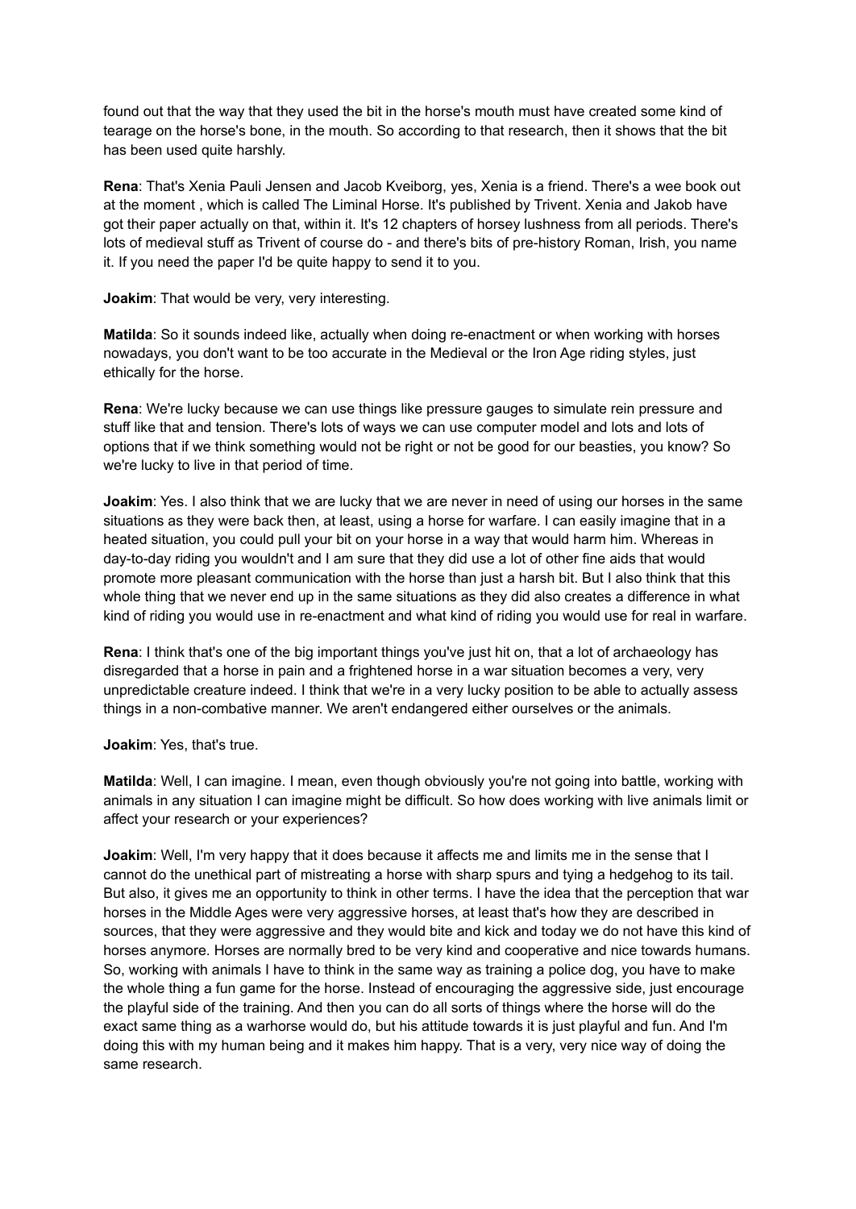found out that the way that they used the bit in the horse's mouth must have created some kind of tearage on the horse's bone, in the mouth. So according to that research, then it shows that the bit has been used quite harshly.

**Rena**: That's Xenia Pauli Jensen and Jacob Kveiborg, yes, Xenia is a friend. There's a wee book out at the moment , which is called The Liminal Horse. It's published by Trivent. Xenia and Jakob have got their paper actually on that, within it. It's 12 chapters of horsey lushness from all periods. There's lots of medieval stuff as Trivent of course do - and there's bits of pre-history Roman, Irish, you name it. If you need the paper I'd be quite happy to send it to you.

**Joakim**: That would be very, very interesting.

**Matilda**: So it sounds indeed like, actually when doing re-enactment or when working with horses nowadays, you don't want to be too accurate in the Medieval or the Iron Age riding styles, just ethically for the horse.

**Rena**: We're lucky because we can use things like pressure gauges to simulate rein pressure and stuff like that and tension. There's lots of ways we can use computer model and lots and lots of options that if we think something would not be right or not be good for our beasties, you know? So we're lucky to live in that period of time.

**Joakim**: Yes. I also think that we are lucky that we are never in need of using our horses in the same situations as they were back then, at least, using a horse for warfare. I can easily imagine that in a heated situation, you could pull your bit on your horse in a way that would harm him. Whereas in day-to-day riding you wouldn't and I am sure that they did use a lot of other fine aids that would promote more pleasant communication with the horse than just a harsh bit. But I also think that this whole thing that we never end up in the same situations as they did also creates a difference in what kind of riding you would use in re-enactment and what kind of riding you would use for real in warfare.

**Rena**: I think that's one of the big important things you've just hit on, that a lot of archaeology has disregarded that a horse in pain and a frightened horse in a war situation becomes a very, very unpredictable creature indeed. I think that we're in a very lucky position to be able to actually assess things in a non-combative manner. We aren't endangered either ourselves or the animals.

**Joakim**: Yes, that's true.

**Matilda**: Well, I can imagine. I mean, even though obviously you're not going into battle, working with animals in any situation I can imagine might be difficult. So how does working with live animals limit or affect your research or your experiences?

**Joakim**: Well, I'm very happy that it does because it affects me and limits me in the sense that I cannot do the unethical part of mistreating a horse with sharp spurs and tying a hedgehog to its tail. But also, it gives me an opportunity to think in other terms. I have the idea that the perception that war horses in the Middle Ages were very aggressive horses, at least that's how they are described in sources, that they were aggressive and they would bite and kick and today we do not have this kind of horses anymore. Horses are normally bred to be very kind and cooperative and nice towards humans. So, working with animals I have to think in the same way as training a police dog, you have to make the whole thing a fun game for the horse. Instead of encouraging the aggressive side, just encourage the playful side of the training. And then you can do all sorts of things where the horse will do the exact same thing as a warhorse would do, but his attitude towards it is just playful and fun. And I'm doing this with my human being and it makes him happy. That is a very, very nice way of doing the same research.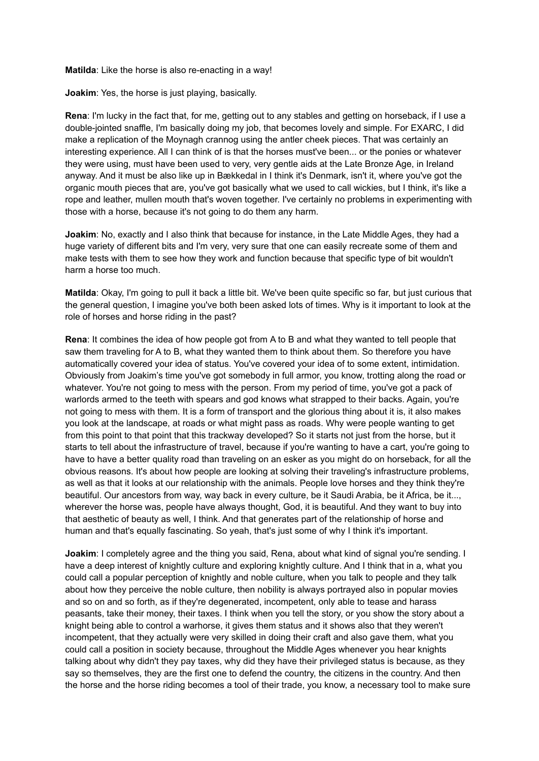**Matilda**: Like the horse is also re-enacting in a way!

**Joakim**: Yes, the horse is just playing, basically.

**Rena**: I'm lucky in the fact that, for me, getting out to any stables and getting on horseback, if I use a double-jointed snaffle, I'm basically doing my job, that becomes lovely and simple. For EXARC, I did make a replication of the Moynagh crannog using the antler cheek pieces. That was certainly an interesting experience. All I can think of is that the horses must've been... or the ponies or whatever they were using, must have been used to very, very gentle aids at the Late Bronze Age, in Ireland anyway. And it must be also like up in Bækkedal in I think it's Denmark, isn't it, where you've got the organic mouth pieces that are, you've got basically what we used to call wickies, but I think, it's like a rope and leather, mullen mouth that's woven together. I've certainly no problems in experimenting with those with a horse, because it's not going to do them any harm.

**Joakim**: No, exactly and I also think that because for instance, in the Late Middle Ages, they had a huge variety of different bits and I'm very, very sure that one can easily recreate some of them and make tests with them to see how they work and function because that specific type of bit wouldn't harm a horse too much.

**Matilda**: Okay, I'm going to pull it back a little bit. We've been quite specific so far, but just curious that the general question, I imagine you've both been asked lots of times. Why is it important to look at the role of horses and horse riding in the past?

**Rena**: It combines the idea of how people got from A to B and what they wanted to tell people that saw them traveling for A to B, what they wanted them to think about them. So therefore you have automatically covered your idea of status. You've covered your idea of to some extent, intimidation. Obviously from Joakim's time you've got somebody in full armor, you know, trotting along the road or whatever. You're not going to mess with the person. From my period of time, you've got a pack of warlords armed to the teeth with spears and god knows what strapped to their backs. Again, you're not going to mess with them. It is a form of transport and the glorious thing about it is, it also makes you look at the landscape, at roads or what might pass as roads. Why were people wanting to get from this point to that point that this trackway developed? So it starts not just from the horse, but it starts to tell about the infrastructure of travel, because if you're wanting to have a cart, you're going to have to have a better quality road than traveling on an esker as you might do on horseback, for all the obvious reasons. It's about how people are looking at solving their traveling's infrastructure problems, as well as that it looks at our relationship with the animals. People love horses and they think they're beautiful. Our ancestors from way, way back in every culture, be it Saudi Arabia, be it Africa, be it..., wherever the horse was, people have always thought, God, it is beautiful. And they want to buy into that aesthetic of beauty as well, I think. And that generates part of the relationship of horse and human and that's equally fascinating. So yeah, that's just some of why I think it's important.

**Joakim**: I completely agree and the thing you said, Rena, about what kind of signal you're sending. I have a deep interest of knightly culture and exploring knightly culture. And I think that in a, what you could call a popular perception of knightly and noble culture, when you talk to people and they talk about how they perceive the noble culture, then nobility is always portrayed also in popular movies and so on and so forth, as if they're degenerated, incompetent, only able to tease and harass peasants, take their money, their taxes. I think when you tell the story, or you show the story about a knight being able to control a warhorse, it gives them status and it shows also that they weren't incompetent, that they actually were very skilled in doing their craft and also gave them, what you could call a position in society because, throughout the Middle Ages whenever you hear knights talking about why didn't they pay taxes, why did they have their privileged status is because, as they say so themselves, they are the first one to defend the country, the citizens in the country. And then the horse and the horse riding becomes a tool of their trade, you know, a necessary tool to make sure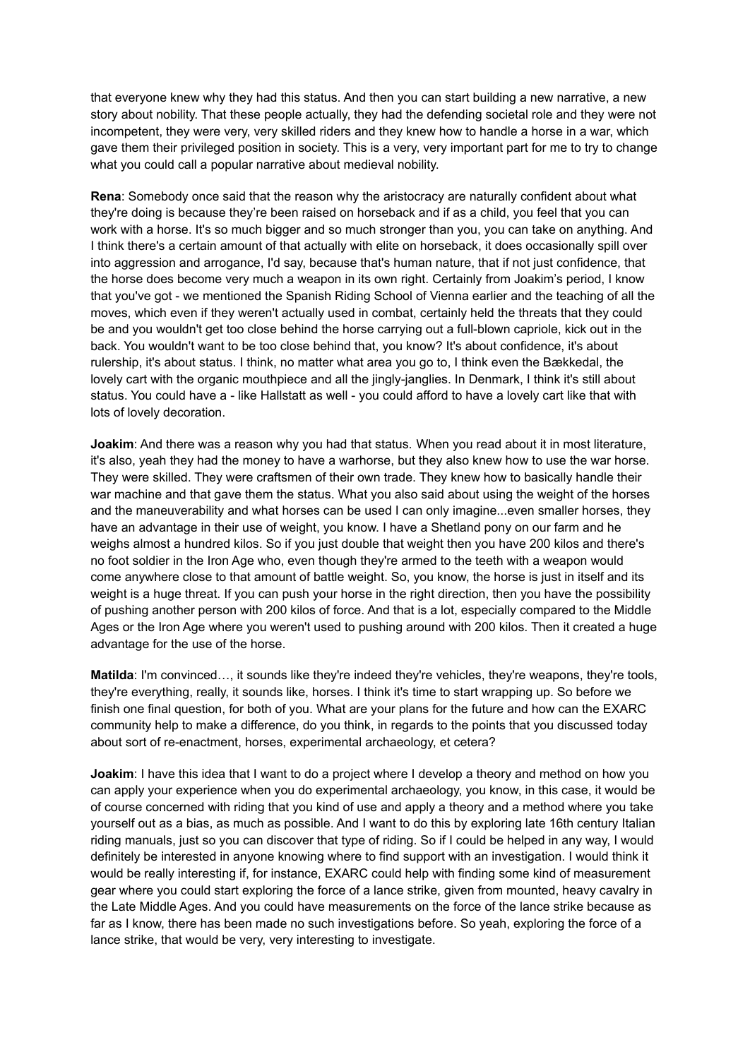that everyone knew why they had this status. And then you can start building a new narrative, a new story about nobility. That these people actually, they had the defending societal role and they were not incompetent, they were very, very skilled riders and they knew how to handle a horse in a war, which gave them their privileged position in society. This is a very, very important part for me to try to change what you could call a popular narrative about medieval nobility.

**Rena**: Somebody once said that the reason why the aristocracy are naturally confident about what they're doing is because they're been raised on horseback and if as a child, you feel that you can work with a horse. It's so much bigger and so much stronger than you, you can take on anything. And I think there's a certain amount of that actually with elite on horseback, it does occasionally spill over into aggression and arrogance, I'd say, because that's human nature, that if not just confidence, that the horse does become very much a weapon in its own right. Certainly from Joakim's period, I know that you've got - we mentioned the Spanish Riding School of Vienna earlier and the teaching of all the moves, which even if they weren't actually used in combat, certainly held the threats that they could be and you wouldn't get too close behind the horse carrying out a full-blown capriole, kick out in the back. You wouldn't want to be too close behind that, you know? It's about confidence, it's about rulership, it's about status. I think, no matter what area you go to, I think even the Bækkedal, the lovely cart with the organic mouthpiece and all the jingly-janglies. In Denmark, I think it's still about status. You could have a - like Hallstatt as well - you could afford to have a lovely cart like that with lots of lovely decoration.

**Joakim**: And there was a reason why you had that status. When you read about it in most literature, it's also, yeah they had the money to have a warhorse, but they also knew how to use the war horse. They were skilled. They were craftsmen of their own trade. They knew how to basically handle their war machine and that gave them the status. What you also said about using the weight of the horses and the maneuverability and what horses can be used I can only imagine...even smaller horses, they have an advantage in their use of weight, you know. I have a Shetland pony on our farm and he weighs almost a hundred kilos. So if you just double that weight then you have 200 kilos and there's no foot soldier in the Iron Age who, even though they're armed to the teeth with a weapon would come anywhere close to that amount of battle weight. So, you know, the horse is just in itself and its weight is a huge threat. If you can push your horse in the right direction, then you have the possibility of pushing another person with 200 kilos of force. And that is a lot, especially compared to the Middle Ages or the Iron Age where you weren't used to pushing around with 200 kilos. Then it created a huge advantage for the use of the horse.

**Matilda**: I'm convinced…, it sounds like they're indeed they're vehicles, they're weapons, they're tools, they're everything, really, it sounds like, horses. I think it's time to start wrapping up. So before we finish one final question, for both of you. What are your plans for the future and how can the EXARC community help to make a difference, do you think, in regards to the points that you discussed today about sort of re-enactment, horses, experimental archaeology, et cetera?

**Joakim**: I have this idea that I want to do a project where I develop a theory and method on how you can apply your experience when you do experimental archaeology, you know, in this case, it would be of course concerned with riding that you kind of use and apply a theory and a method where you take yourself out as a bias, as much as possible. And I want to do this by exploring late 16th century Italian riding manuals, just so you can discover that type of riding. So if I could be helped in any way, I would definitely be interested in anyone knowing where to find support with an investigation. I would think it would be really interesting if, for instance, EXARC could help with finding some kind of measurement gear where you could start exploring the force of a lance strike, given from mounted, heavy cavalry in the Late Middle Ages. And you could have measurements on the force of the lance strike because as far as I know, there has been made no such investigations before. So yeah, exploring the force of a lance strike, that would be very, very interesting to investigate.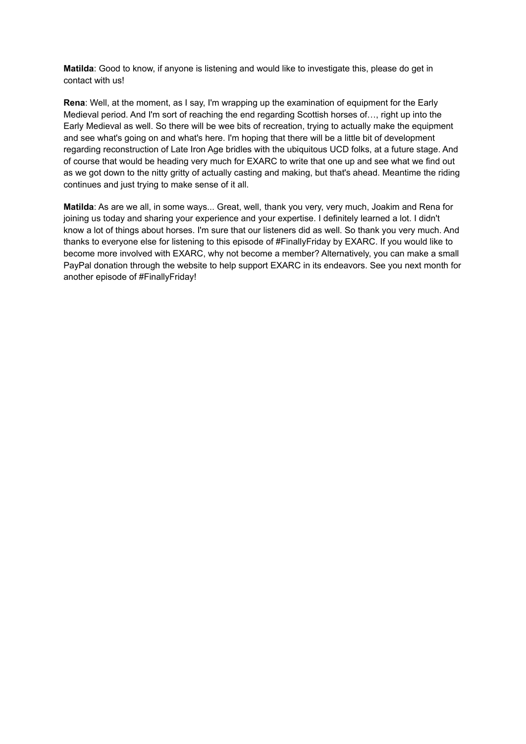**Matilda**: Good to know, if anyone is listening and would like to investigate this, please do get in contact with us!

**Rena**: Well, at the moment, as I say, I'm wrapping up the examination of equipment for the Early Medieval period. And I'm sort of reaching the end regarding Scottish horses of…, right up into the Early Medieval as well. So there will be wee bits of recreation, trying to actually make the equipment and see what's going on and what's here. I'm hoping that there will be a little bit of development regarding reconstruction of Late Iron Age bridles with the ubiquitous UCD folks, at a future stage. And of course that would be heading very much for EXARC to write that one up and see what we find out as we got down to the nitty gritty of actually casting and making, but that's ahead. Meantime the riding continues and just trying to make sense of it all.

**Matilda**: As are we all, in some ways... Great, well, thank you very, very much, Joakim and Rena for joining us today and sharing your experience and your expertise. I definitely learned a lot. I didn't know a lot of things about horses. I'm sure that our listeners did as well. So thank you very much. And thanks to everyone else for listening to this episode of #FinallyFriday by EXARC. If you would like to become more involved with EXARC, why not become a member? Alternatively, you can make a small PayPal donation through the website to help support EXARC in its endeavors. See you next month for another episode of #FinallyFriday!